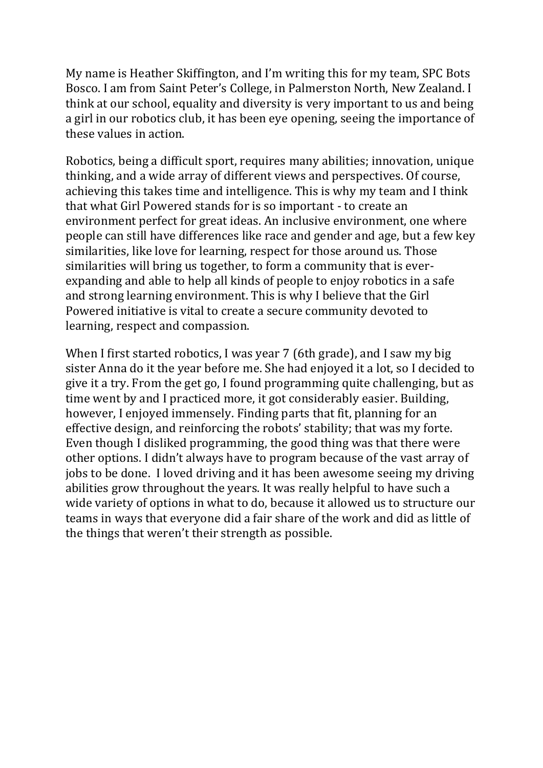My name is Heather Skiffington, and I'm writing this for my team, SPC Bots Bosco. I am from Saint Peter's College, in Palmerston North, New Zealand. I think at our school, equality and diversity is very important to us and being a girl in our robotics club, it has been eye opening, seeing the importance of these values in action.

Robotics, being a difficult sport, requires many abilities; innovation, unique thinking, and a wide array of different views and perspectives. Of course, achieving this takes time and intelligence. This is why my team and I think that what Girl Powered stands for is so important - to create an environment perfect for great ideas. An inclusive environment, one where people can still have differences like race and gender and age, but a few key similarities, like love for learning, respect for those around us. Those similarities will bring us together, to form a community that is ever-expanding and able to help all kinds of people to enjoy robotics in a safe and strong learning environment. This is why I believe that the Girl Powered initiative is vital to create a secure community devoted to learning, respect and compassion.

When I first started robotics, I was year 7 (6th grade), and I saw my big sister Anna do it the year before me. She had enjoyed it a lot, so I decided to give it a try. From the get go, I found programming quite challenging, but as time went by and I practiced more, it got considerably easier. Building, however, I enjoyed immensely. Finding parts that fit, planning for an effective design, and reinforcing the robots' stability; that was my forte. Even though I disliked programming, the good thing was that there were other options. I didn't always have to program because of the vast array of jobs to be done. I loved driving and it has been awesome seeing my driving abilities grow throughout the years. It was really helpful to have such a wide variety of options in what to do, because it allowed us to structure our teams in ways that everyone did a fair share of the work and did as little of the things that weren't their strength as possible.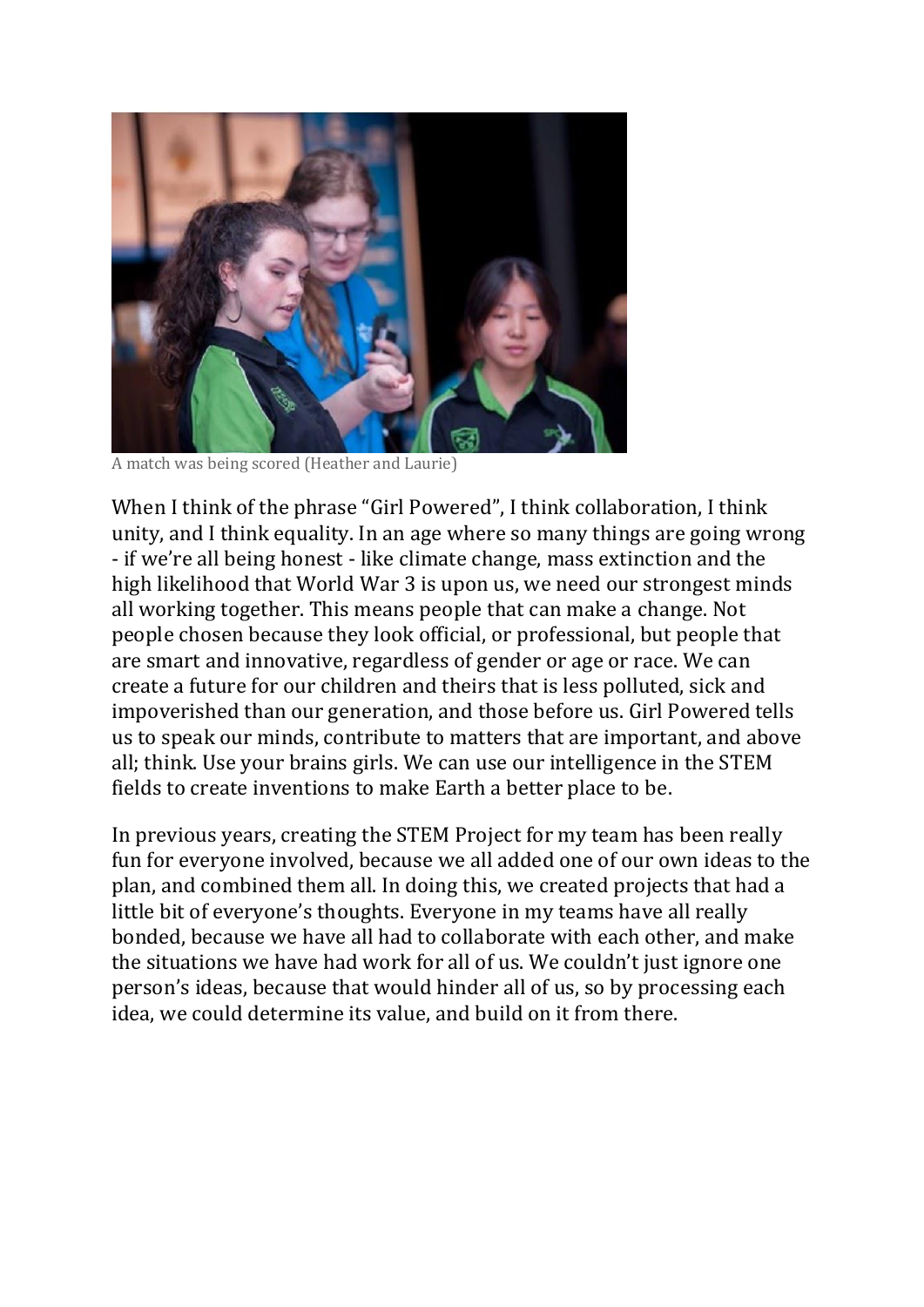A match was being scored (Heather and Laurie)

When I think of the phrase "Girl Powered", I think collaboration, I think unity, and I think equality. In an age where so many things are going wrong - if we're all being honest - like climate change, mass extinction and the high likelihood that World War 3 is upon us, we need our strongest minds all working together. This means people that can make a change. Not people chosen because they look official, or professional, but people that are smart and innovative, regardless of gender or age or race. We can create a future for our children and theirs that is less polluted, sick and impoverished than our generation, and those before us. Girl Powered tells us to speak our minds, contribute to matters that are important, and above all; think. Use your brains girls. We can use our intelligence in the STEM fields to create inventions to make Earth a better place to be.

In previous years, creating the STEM Project for my team has been really fun for everyone involved, because we all added one of our own ideas to the plan, and combined them all. In doing this, we created projects that had a little bit of everyone's thoughts. Everyone in my teams have all really bonded, because we have all had to collaborate with each other, and make the situations we have had work for all of us. We couldn't just ignore one person's ideas, because that would hinder all of us, so by processing each idea, we could determine its value, and build on it from there.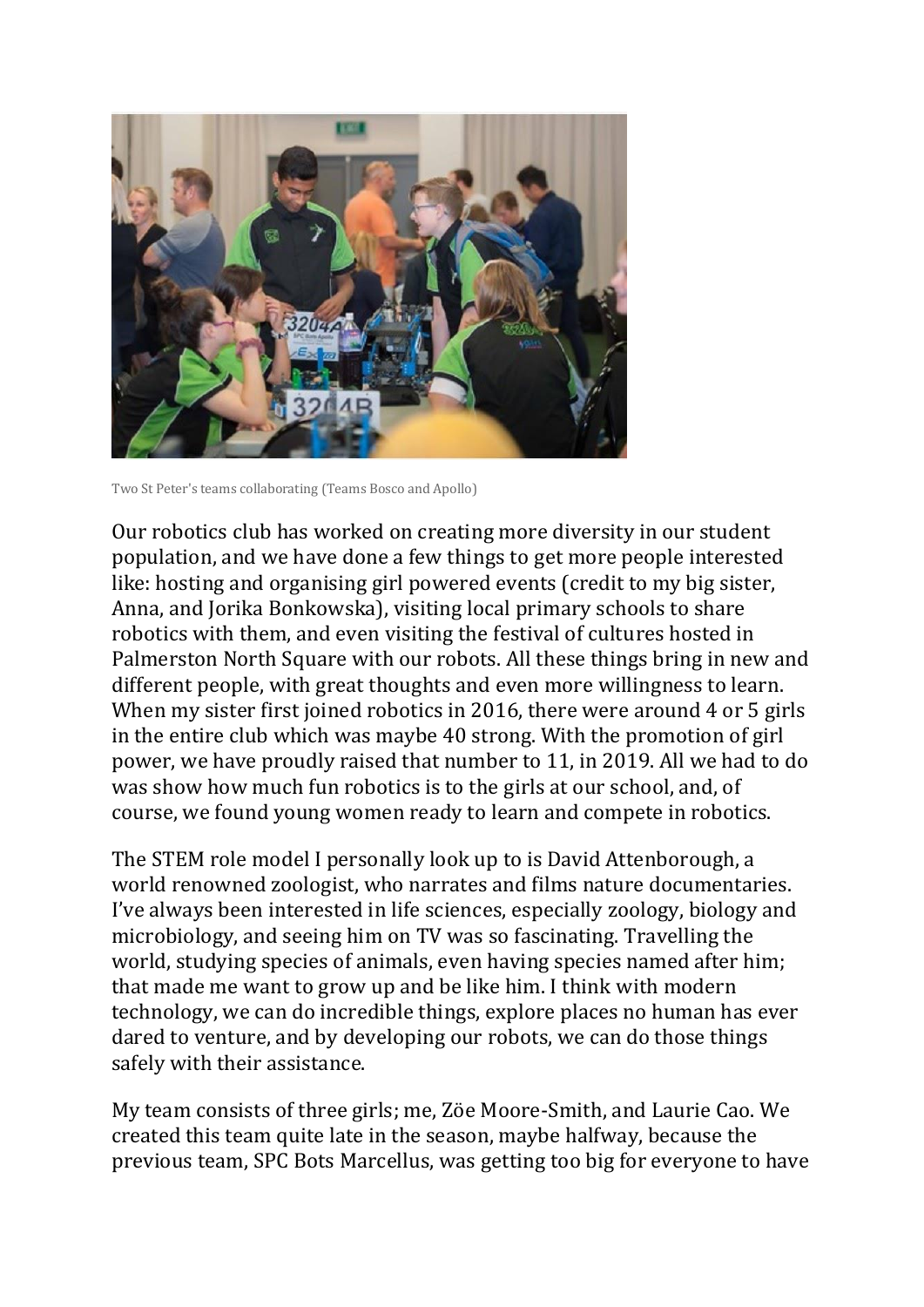Two St Peter's teams collaborating (Teams Bosco and Apollo)

Our robotics club has worked on creating more diversity in our student population, and we have done a few things to get more people interested like: hosting and organising girl powered events (credit to my big sister, Anna, and Jorika Bonkowska), visiting local primary schools to share robotics with them, and even visiting the festival of cultures hosted in Palmerston North Square with our robots. All these things bring in new and different people, with great thoughts and even more willingness to learn. When my sister first joined robotics in 2016, there were around 4 or 5 girls in the entire club which was maybe 40 strong. With the promotion of girl power, we have proudly raised that number to 11, in 2019. All we had to do was show how much fun robotics is to the girls at our school, and, of course, we found young women ready to learn and compete in robotics.

The STEM role model I personally look up to is David Attenborough, a world renowned zoologist, who narrates and films nature documentaries. I've always been interested in life sciences, especially zoology, biology and microbiology, and seeing him on TV was so fascinating. Travelling the world, studying species of animals, even having species named after him; that made me want to grow up and be like him. I think with modern technology, we can do incredible things, explore places no human has ever dared to venture, and by developing our robots, we can do those things safely with their assistance.

My team consists of three girls; me, Zöe Moore-Smith, and Laurie Cao. We created this team quite late in the season, maybe halfway, because the previous team, SPC Bots Marcellus, was getting too big for everyone to have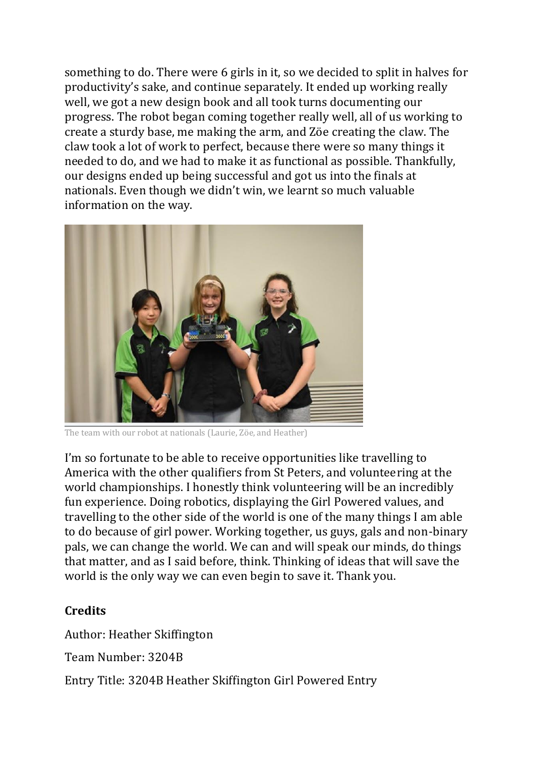something to do. There were 6 girls in it, so we decided to split in halves for productivity's sake, and continue separately. It ended up working really well, we got a new design book and all took turns documenting our progress. The robot began coming together really well, all of us working to create a sturdy base, me making the arm, and Zöe creating the claw. The claw took a lot of work to perfect, because there were so many things it needed to do, and we had to make it as functional as possible. Thankfully, our designs ended up being successful and got us into the finals at nationals. Even though we didn't win, we learnt so much valuable information on the way.

The team with our robot at nationals (Laurie, Zöe, and Heather)

I'm so fortunate to be able to receive opportunities like travelling to America with the other qualifiers from St Peters, and volunteering at the world championships. I honestly think volunteering will be an incredibly fun experience. Doing robotics, displaying the Girl Powered values, and travelling to the other side of the world is one of the many things I am able to do because of girl power. Working together, us guys, gals and non-binary pals, we can change the world. We can and will speak our minds, do things that matter, and as I said before, think. Thinking of ideas that will save the world is the only way we can even begin to save it. Thank you.

**Credits**

Author: Heather Skiffington

Team Number: 3204B

Entry Title: 3204B Heather Skiffington Girl Powered Entry